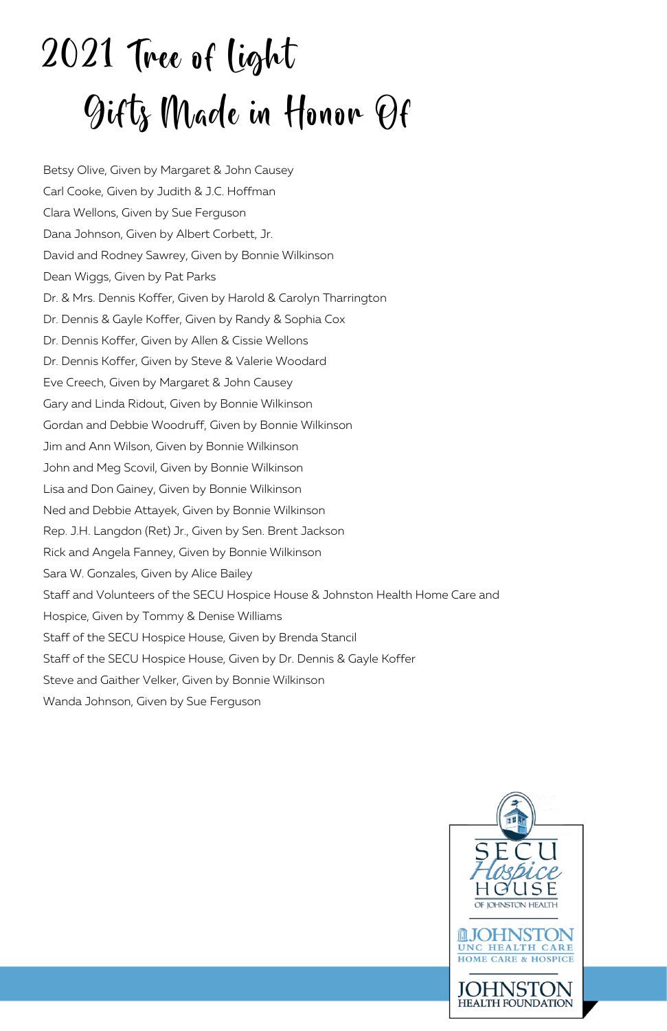# 2021 Tree of Light
# Gifts Made in Honor Of

Betsy Olive, Given by Margaret & John Causey

Carl Cooke, Given by Judith & J.C. Hoffman

Clara Wellons, Given by Sue Ferguson

Dana Johnson, Given by Albert Corbett, Jr.

David and Rodney Sawrey, Given by Bonnie Wilkinson

Dean Wiggs, Given by Pat Parks

Dr. & Mrs. Dennis Koffer, Given by Harold & Carolyn Tharrington

Dr. Dennis & Gayle Koffer, Given by Randy & Sophia Cox

Dr. Dennis Koffer, Given by Allen & Cissie Wellons

Dr. Dennis Koffer, Given by Steve & Valerie Woodard

Eve Creech, Given by Margaret & John Causey

Gary and Linda Ridout, Given by Bonnie Wilkinson

Gordan and Debbie Woodruff, Given by Bonnie Wilkinson

Jim and Ann Wilson, Given by Bonnie Wilkinson

John and Meg Scovil, Given by Bonnie Wilkinson

Lisa and Don Gainey, Given by Bonnie Wilkinson

Ned and Debbie Attayek, Given by Bonnie Wilkinson

Rep. J.H. Langdon (Ret) Jr., Given by Sen. Brent Jackson

Rick and Angela Fanney, Given by Bonnie Wilkinson

Sara W. Gonzales, Given by Alice Bailey

Staff and Volunteers of the SECU Hospice House & Johnston Health Home Care and Hospice, Given by Tommy & Denise Williams

Staff of the SECU Hospice House, Given by Brenda Stancil

Staff of the SECU Hospice House, Given by Dr. Dennis & Gayle Koffer

Steve and Gaither Velker, Given by Bonnie Wilkinson

Wanda Johnson, Given by Sue Ferguson

SECU Hospice House of Johnston Health

Johnston UNC Health Care Home Care & Hospice

Johnston Health Foundation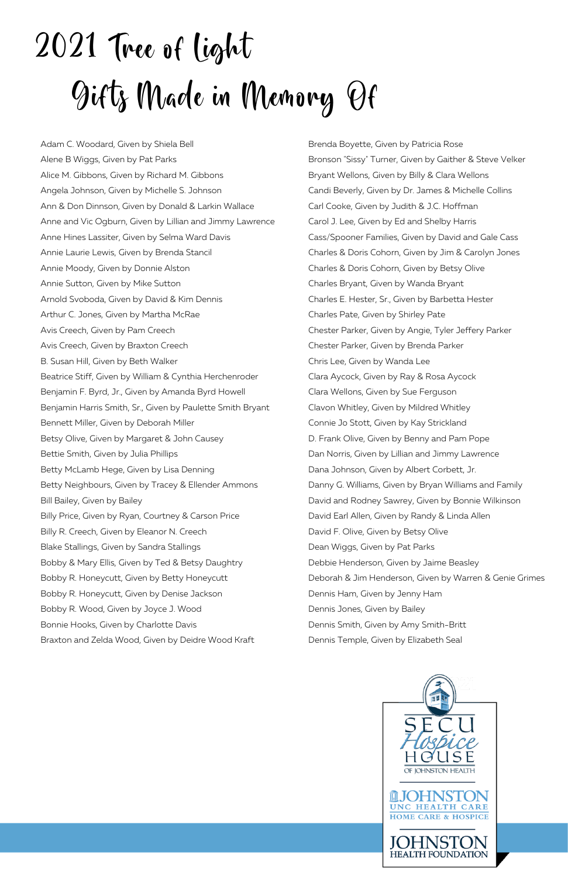# 2021 Tree of Light
## Gifts Made in Memory Of

Adam C. Woodard, Given by Shiela Bell
Alene B Wiggs, Given by Pat Parks
Alice M. Gibbons, Given by Richard M. Gibbons
Angela Johnson, Given by Michelle S. Johnson
Ann & Don Dinnson, Given by Donald & Larkin Wallace
Anne and Vic Ogburn, Given by Lillian and Jimmy Lawrence
Anne Hines Lassiter, Given by Selma Ward Davis
Annie Laurie Lewis, Given by Brenda Stancil
Annie Moody, Given by Donnie Alston
Annie Sutton, Given by Mike Sutton
Arnold Svoboda, Given by David & Kim Dennis
Arthur C. Jones, Given by Martha McRae
Avis Creech, Given by Pam Creech
Avis Creech, Given by Braxton Creech
B. Susan Hill, Given by Beth Walker
Beatrice Stiff, Given by William & Cynthia Herchenroder
Benjamin F. Byrd, Jr., Given by Amanda Byrd Howell
Benjamin Harris Smith, Sr., Given by Paulette Smith Bryant
Bennett Miller, Given by Deborah Miller
Betsy Olive, Given by Margaret & John Causey
Bettie Smith, Given by Julia Phillips
Betty McLamb Hege, Given by Lisa Denning
Betty Neighbours, Given by Tracey & Ellender Ammons
Bill Bailey, Given by Bailey
Billy Price, Given by Ryan, Courtney & Carson Price
Billy R. Creech, Given by Eleanor N. Creech
Blake Stallings, Given by Sandra Stallings
Bobby & Mary Ellis, Given by Ted & Betsy Daughtry
Bobby R. Honeycutt, Given by Betty Honeycutt
Bobby R. Honeycutt, Given by Denise Jackson
Bobby R. Wood, Given by Joyce J. Wood
Bonnie Hooks, Given by Charlotte Davis
Braxton and Zelda Wood, Given by Deidre Wood Kraft
Brenda Boyette, Given by Patricia Rose
Bronson "Sissy" Turner, Given by Gaither & Steve Velker
Bryant Wellons, Given by Billy & Clara Wellons
Candi Beverly, Given by Dr. James & Michelle Collins
Carl Cooke, Given by Judith & J.C. Hoffman
Carol J. Lee, Given by Ed and Shelby Harris
Cass/Spooner Families, Given by David and Gale Cass
Charles & Doris Cohorn, Given by Jim & Carolyn Jones
Charles & Doris Cohorn, Given by Betsy Olive
Charles Bryant, Given by Wanda Bryant
Charles E. Hester, Sr., Given by Barbetta Hester
Charles Pate, Given by Shirley Pate
Chester Parker, Given by Angie, Tyler Jeffery Parker
Chester Parker, Given by Brenda Parker
Chris Lee, Given by Wanda Lee
Clara Aycock, Given by Ray & Rosa Aycock
Clara Wellons, Given by Sue Ferguson
Clavon Whitley, Given by Mildred Whitley
Connie Jo Stott, Given by Kay Strickland
D. Frank Olive, Given by Benny and Pam Pope
Dan Norris, Given by Lillian and Jimmy Lawrence
Dana Johnson, Given by Albert Corbett, Jr.
Danny G. Williams, Given by Bryan Williams and Family
David and Rodney Sawrey, Given by Bonnie Wilkinson
David Earl Allen, Given by Randy & Linda Allen
David F. Olive, Given by Betsy Olive
Dean Wiggs, Given by Pat Parks
Debbie Henderson, Given by Jaime Beasley
Deborah & Jim Henderson, Given by Warren & Genie Grimes
Dennis Ham, Given by Jenny Ham
Dennis Jones, Given by Bailey
Dennis Smith, Given by Amy Smith-Britt
Dennis Temple, Given by Elizabeth Seal

SECU Hospice House of Johnston Health
Johnston UNC Health Care Home Care & Hospice
Johnston Health Foundation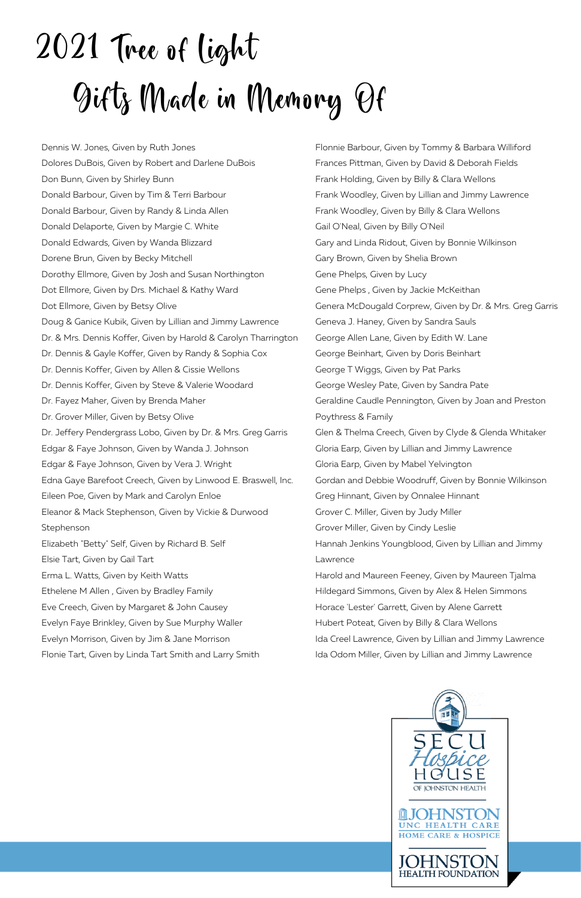# 2021 Tree of Light
## Gifts Made in Memory Of

Dennis W. Jones, Given by Ruth Jones
Dolores DuBois, Given by Robert and Darlene DuBois
Don Bunn, Given by Shirley Bunn
Donald Barbour, Given by Tim & Terri Barbour
Donald Barbour, Given by Randy & Linda Allen
Donald Delaporte, Given by Margie C. White
Donald Edwards, Given by Wanda Blizzard
Dorene Brun, Given by Becky Mitchell
Dorothy Ellmore, Given by Josh and Susan Northington
Dot Ellmore, Given by Drs. Michael & Kathy Ward
Dot Ellmore, Given by Betsy Olive
Doug & Ganice Kubik, Given by Lillian and Jimmy Lawrence
Dr. & Mrs. Dennis Koffer, Given by Harold & Carolyn Tharrington
Dr. Dennis & Gayle Koffer, Given by Randy & Sophia Cox
Dr. Dennis Koffer, Given by Allen & Cissie Wellons
Dr. Dennis Koffer, Given by Steve & Valerie Woodard
Dr. Fayez Maher, Given by Brenda Maher
Dr. Grover Miller, Given by Betsy Olive
Dr. Jeffery Pendergrass Lobo, Given by Dr. & Mrs. Greg Garris
Edgar & Faye Johnson, Given by Wanda J. Johnson
Edgar & Faye Johnson, Given by Vera J. Wright
Edna Gaye Barefoot Creech, Given by Linwood E. Braswell, Inc.
Eileen Poe, Given by Mark and Carolyn Enloe
Eleanor & Mack Stephenson, Given by Vickie & Durwood Stephenson
Elizabeth "Betty" Self, Given by Richard B. Self
Elsie Tart, Given by Gail Tart
Erma L. Watts, Given by Keith Watts
Ethelene M Allen , Given by Bradley Family
Eve Creech, Given by Margaret & John Causey
Evelyn Faye Brinkley, Given by Sue Murphy Waller
Evelyn Morrison, Given by Jim & Jane Morrison
Flonie Tart, Given by Linda Tart Smith and Larry Smith
Flonnie Barbour, Given by Tommy & Barbara Williford
Frances Pittman, Given by David & Deborah Fields
Frank Holding, Given by Billy & Clara Wellons
Frank Woodley, Given by Lillian and Jimmy Lawrence
Frank Woodley, Given by Billy & Clara Wellons
Gail O'Neal, Given by Billy O'Neil
Gary and Linda Ridout, Given by Bonnie Wilkinson
Gary Brown, Given by Shelia Brown
Gene Phelps, Given by Lucy
Gene Phelps , Given by Jackie McKeithan
Genera McDougald Corprew, Given by Dr. & Mrs. Greg Garris
Geneva J. Haney, Given by Sandra Sauls
George Allen Lane, Given by Edith W. Lane
George Beinhart, Given by Doris Beinhart
George T Wiggs, Given by Pat Parks
George Wesley Pate, Given by Sandra Pate
Geraldine Caudle Pennington, Given by Joan and Preston Poythress & Family
Glen & Thelma Creech, Given by Clyde & Glenda Whitaker
Gloria Earp, Given by Lillian and Jimmy Lawrence
Gloria Earp, Given by Mabel Yelvington
Gordan and Debbie Woodruff, Given by Bonnie Wilkinson
Greg Hinnant, Given by Onnalee Hinnant
Grover C. Miller, Given by Judy Miller
Grover Miller, Given by Cindy Leslie
Hannah Jenkins Youngblood, Given by Lillian and Jimmy Lawrence
Harold and Maureen Feeney, Given by Maureen Tjalma
Hildegard Simmons, Given by Alex & Helen Simmons
Horace 'Lester' Garrett, Given by Alene Garrett
Hubert Poteat, Given by Billy & Clara Wellons
Ida Creel Lawrence, Given by Lillian and Jimmy Lawrence
Ida Odom Miller, Given by Lillian and Jimmy Lawrence

SECU Hospice House of Johnston Health
Johnston UNC Health Care Home Care & Hospice
Johnston Health Foundation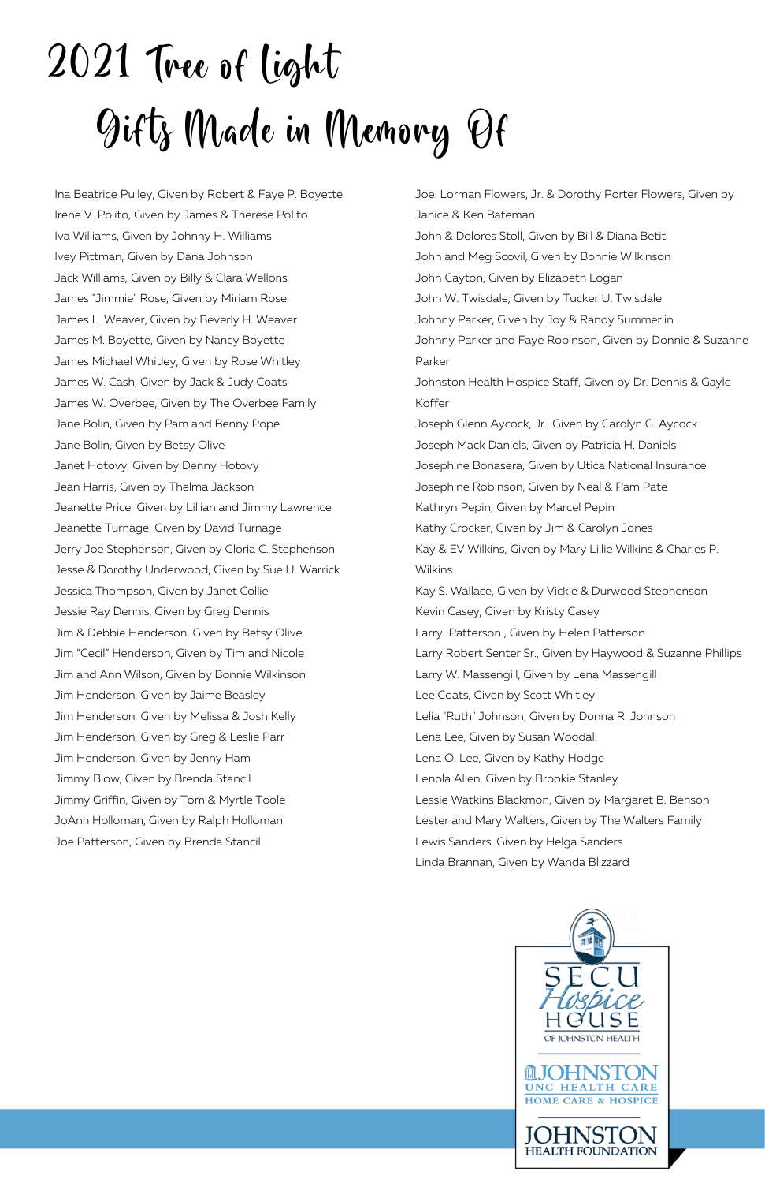# 2021 Tree of Light

## Gifts Made in Memory Of

Ina Beatrice Pulley, Given by Robert & Faye P. Boyette
Irene V. Polito, Given by James & Therese Polito
Iva Williams, Given by Johnny H. Williams
Ivey Pittman, Given by Dana Johnson
Jack Williams, Given by Billy & Clara Wellons
James "Jimmie" Rose, Given by Miriam Rose
James L. Weaver, Given by Beverly H. Weaver
James M. Boyette, Given by Nancy Boyette
James Michael Whitley, Given by Rose Whitley
James W. Cash, Given by Jack & Judy Coats
James W. Overbee, Given by The Overbee Family
Jane Bolin, Given by Pam and Benny Pope
Jane Bolin, Given by Betsy Olive
Janet Hotovy, Given by Denny Hotovy
Jean Harris, Given by Thelma Jackson
Jeanette Price, Given by Lillian and Jimmy Lawrence
Jeanette Turnage, Given by David Turnage
Jerry Joe Stephenson, Given by Gloria C. Stephenson
Jesse & Dorothy Underwood, Given by Sue U. Warrick
Jessica Thompson, Given by Janet Collie
Jessie Ray Dennis, Given by Greg Dennis
Jim & Debbie Henderson, Given by Betsy Olive
Jim "Cecil" Henderson, Given by Tim and Nicole
Jim and Ann Wilson, Given by Bonnie Wilkinson
Jim Henderson, Given by Jaime Beasley
Jim Henderson, Given by Melissa & Josh Kelly
Jim Henderson, Given by Greg & Leslie Parr
Jim Henderson, Given by Jenny Ham
Jimmy Blow, Given by Brenda Stancil
Jimmy Griffin, Given by Tom & Myrtle Toole
JoAnn Holloman, Given by Ralph Holloman
Joe Patterson, Given by Brenda Stancil
Joel Lorman Flowers, Jr. & Dorothy Porter Flowers, Given by Janice & Ken Bateman
John & Dolores Stoll, Given by Bill & Diana Betit
John and Meg Scovil, Given by Bonnie Wilkinson
John Cayton, Given by Elizabeth Logan
John W. Twisdale, Given by Tucker U. Twisdale
Johnny Parker, Given by Joy & Randy Summerlin
Johnny Parker and Faye Robinson, Given by Donnie & Suzanne Parker
Johnston Health Hospice Staff, Given by Dr. Dennis & Gayle Koffer
Joseph Glenn Aycock, Jr., Given by Carolyn G. Aycock
Joseph Mack Daniels, Given by Patricia H. Daniels
Josephine Bonasera, Given by Utica National Insurance
Josephine Robinson, Given by Neal & Pam Pate
Kathryn Pepin, Given by Marcel Pepin
Kathy Crocker, Given by Jim & Carolyn Jones
Kay & EV Wilkins, Given by Mary Lillie Wilkins & Charles P. Wilkins
Kay S. Wallace, Given by Vickie & Durwood Stephenson
Kevin Casey, Given by Kristy Casey
Larry Patterson , Given by Helen Patterson
Larry Robert Senter Sr., Given by Haywood & Suzanne Phillips
Larry W. Massengill, Given by Lena Massengill
Lee Coats, Given by Scott Whitley
Lelia "Ruth" Johnson, Given by Donna R. Johnson
Lena Lee, Given by Susan Woodall
Lena O. Lee, Given by Kathy Hodge
Lenola Allen, Given by Brookie Stanley
Lessie Watkins Blackmon, Given by Margaret B. Benson
Lester and Mary Walters, Given by The Walters Family
Lewis Sanders, Given by Helga Sanders
Linda Brannan, Given by Wanda Blizzard

SECU Hospice House of Johnston Health
Johnston UNC Health Care Home Care & Hospice
Johnston Health Foundation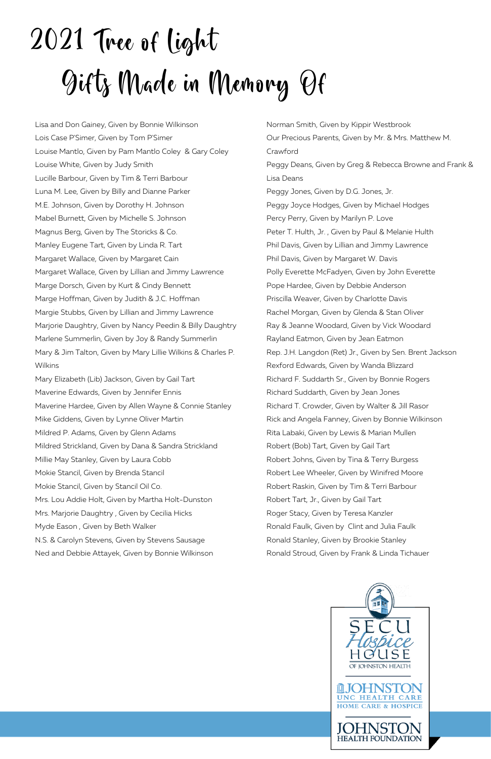# 2021 Tree of Light

## Gifts Made in Memory Of

Lisa and Don Gainey, Given by Bonnie Wilkinson
Lois Case P'Simer, Given by Tom P'Simer
Louise Mantlo, Given by Pam Mantlo Coley & Gary Coley
Louise White, Given by Judy Smith
Lucille Barbour, Given by Tim & Terri Barbour
Luna M. Lee, Given by Billy and Dianne Parker
M.E. Johnson, Given by Dorothy H. Johnson
Mabel Burnett, Given by Michelle S. Johnson
Magnus Berg, Given by The Storicks & Co.
Manley Eugene Tart, Given by Linda R. Tart
Margaret Wallace, Given by Margaret Cain
Margaret Wallace, Given by Lillian and Jimmy Lawrence
Marge Dorsch, Given by Kurt & Cindy Bennett
Marge Hoffman, Given by Judith & J.C. Hoffman
Margie Stubbs, Given by Lillian and Jimmy Lawrence
Marjorie Daughtry, Given by Nancy Peedin & Billy Daughtry
Marlene Summerlin, Given by Joy & Randy Summerlin
Mary & Jim Talton, Given by Mary Lillie Wilkins & Charles P. Wilkins
Mary Elizabeth (Lib) Jackson, Given by Gail Tart
Maverine Edwards, Given by Jennifer Ennis
Maverine Hardee, Given by Allen Wayne & Connie Stanley
Mike Giddens, Given by Lynne Oliver Martin
Mildred P. Adams, Given by Glenn Adams
Mildred Strickland, Given by Dana & Sandra Strickland
Millie May Stanley, Given by Laura Cobb
Mokie Stancil, Given by Brenda Stancil
Mokie Stancil, Given by Stancil Oil Co.
Mrs. Lou Addie Holt, Given by Martha Holt-Dunston
Mrs. Marjorie Daughtry , Given by Cecilia Hicks
Myde Eason , Given by Beth Walker
N.S. & Carolyn Stevens, Given by Stevens Sausage
Ned and Debbie Attayek, Given by Bonnie Wilkinson
Norman Smith, Given by Kippir Westbrook
Our Precious Parents, Given by Mr. & Mrs. Matthew M. Crawford
Peggy Deans, Given by Greg & Rebecca Browne and Frank & Lisa Deans
Peggy Jones, Given by D.G. Jones, Jr.
Peggy Joyce Hodges, Given by Michael Hodges
Percy Perry, Given by Marilyn P. Love
Peter T. Hulth, Jr. , Given by Paul & Melanie Hulth
Phil Davis, Given by Lillian and Jimmy Lawrence
Phil Davis, Given by Margaret W. Davis
Polly Everette McFadyen, Given by John Everette
Pope Hardee, Given by Debbie Anderson
Priscilla Weaver, Given by Charlotte Davis
Rachel Morgan, Given by Glenda & Stan Oliver
Ray & Jeanne Woodard, Given by Vick Woodard
Rayland Eatmon, Given by Jean Eatmon
Rep. J.H. Langdon (Ret) Jr., Given by Sen. Brent Jackson
Rexford Edwards, Given by Wanda Blizzard
Richard F. Suddarth Sr., Given by Bonnie Rogers
Richard Suddarth, Given by Jean Jones
Richard T. Crowder, Given by Walter & Jill Rasor
Rick and Angela Fanney, Given by Bonnie Wilkinson
Rita Labaki, Given by Lewis & Marian Mullen
Robert (Bob) Tart, Given by Gail Tart
Robert Johns, Given by Tina & Terry Burgess
Robert Lee Wheeler, Given by Winifred Moore
Robert Raskin, Given by Tim & Terri Barbour
Robert Tart, Jr., Given by Gail Tart
Roger Stacy, Given by Teresa Kanzler
Ronald Faulk, Given by Clint and Julia Faulk
Ronald Stanley, Given by Brookie Stanley
Ronald Stroud, Given by Frank & Linda Tichauer

SECU Hospice House of Johnston Health
Johnston UNC Health Care Home Care & Hospice
Johnston Health Foundation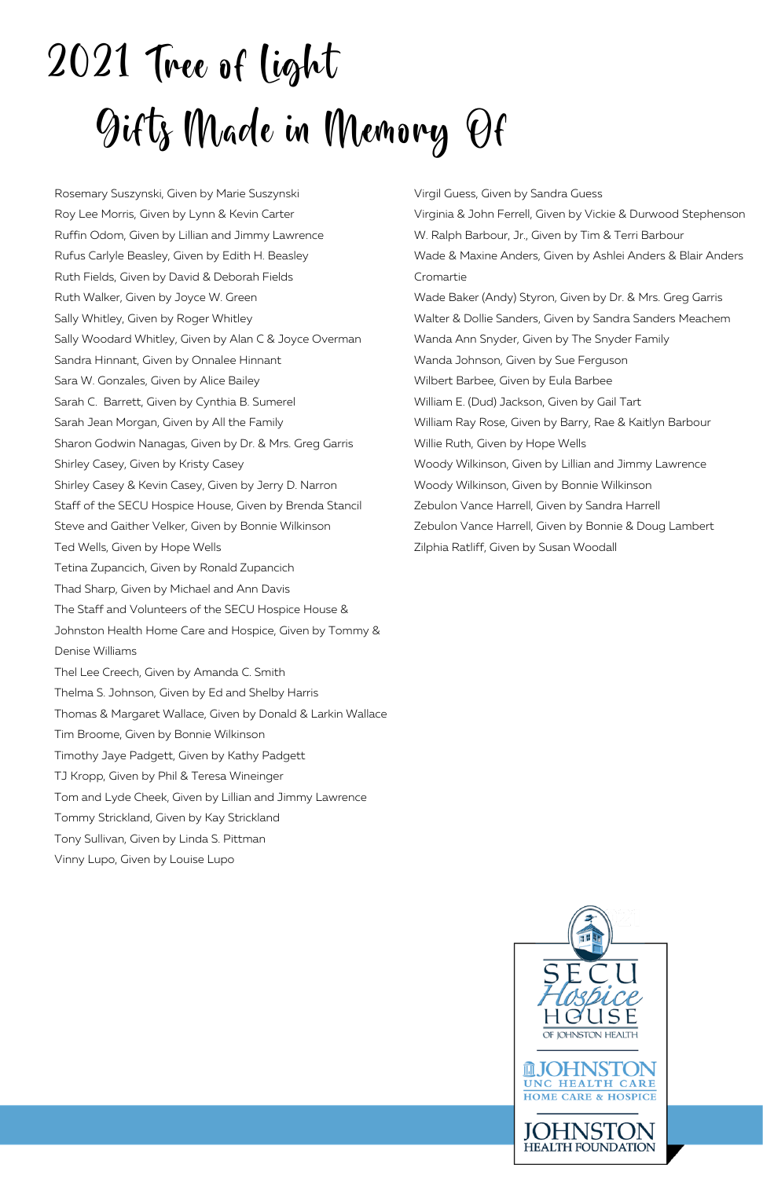# 2021 Tree of Light

## Gifts Made in Memory Of

Rosemary Suszynski, Given by Marie Suszynski
Roy Lee Morris, Given by Lynn & Kevin Carter
Ruffin Odom, Given by Lillian and Jimmy Lawrence
Rufus Carlyle Beasley, Given by Edith H. Beasley
Ruth Fields, Given by David & Deborah Fields
Ruth Walker, Given by Joyce W. Green
Sally Whitley, Given by Roger Whitley
Sally Woodard Whitley, Given by Alan C & Joyce Overman
Sandra Hinnant, Given by Onnalee Hinnant
Sara W. Gonzales, Given by Alice Bailey
Sarah C. Barrett, Given by Cynthia B. Sumerel
Sarah Jean Morgan, Given by All the Family
Sharon Godwin Nanagas, Given by Dr. & Mrs. Greg Garris
Shirley Casey, Given by Kristy Casey
Shirley Casey & Kevin Casey, Given by Jerry D. Narron
Staff of the SECU Hospice House, Given by Brenda Stancil
Steve and Gaither Velker, Given by Bonnie Wilkinson
Ted Wells, Given by Hope Wells
Tetina Zupancich, Given by Ronald Zupancich
Thad Sharp, Given by Michael and Ann Davis
The Staff and Volunteers of the SECU Hospice House & Johnston Health Home Care and Hospice, Given by Tommy & Denise Williams
Thel Lee Creech, Given by Amanda C. Smith
Thelma S. Johnson, Given by Ed and Shelby Harris
Thomas & Margaret Wallace, Given by Donald & Larkin Wallace
Tim Broome, Given by Bonnie Wilkinson
Timothy Jaye Padgett, Given by Kathy Padgett
TJ Kropp, Given by Phil & Teresa Wineinger
Tom and Lyde Cheek, Given by Lillian and Jimmy Lawrence
Tommy Strickland, Given by Kay Strickland
Tony Sullivan, Given by Linda S. Pittman
Vinny Lupo, Given by Louise Lupo
Virgil Guess, Given by Sandra Guess
Virginia & John Ferrell, Given by Vickie & Durwood Stephenson
W. Ralph Barbour, Jr., Given by Tim & Terri Barbour
Wade & Maxine Anders, Given by Ashlei Anders & Blair Anders Cromartie
Wade Baker (Andy) Styron, Given by Dr. & Mrs. Greg Garris
Walter & Dollie Sanders, Given by Sandra Sanders Meachem
Wanda Ann Snyder, Given by The Snyder Family
Wanda Johnson, Given by Sue Ferguson
Wilbert Barbee, Given by Eula Barbee
William E. (Dud) Jackson, Given by Gail Tart
William Ray Rose, Given by Barry, Rae & Kaitlyn Barbour
Willie Ruth, Given by Hope Wells
Woody Wilkinson, Given by Lillian and Jimmy Lawrence
Woody Wilkinson, Given by Bonnie Wilkinson
Zebulon Vance Harrell, Given by Sandra Harrell
Zebulon Vance Harrell, Given by Bonnie & Doug Lambert
Zilphia Ratliff, Given by Susan Woodall

SECU Hospice House of Johnston Health
JOHNSTON UNC HEALTH CARE HOME CARE & HOSPICE
JOHNSTON HEALTH FOUNDATION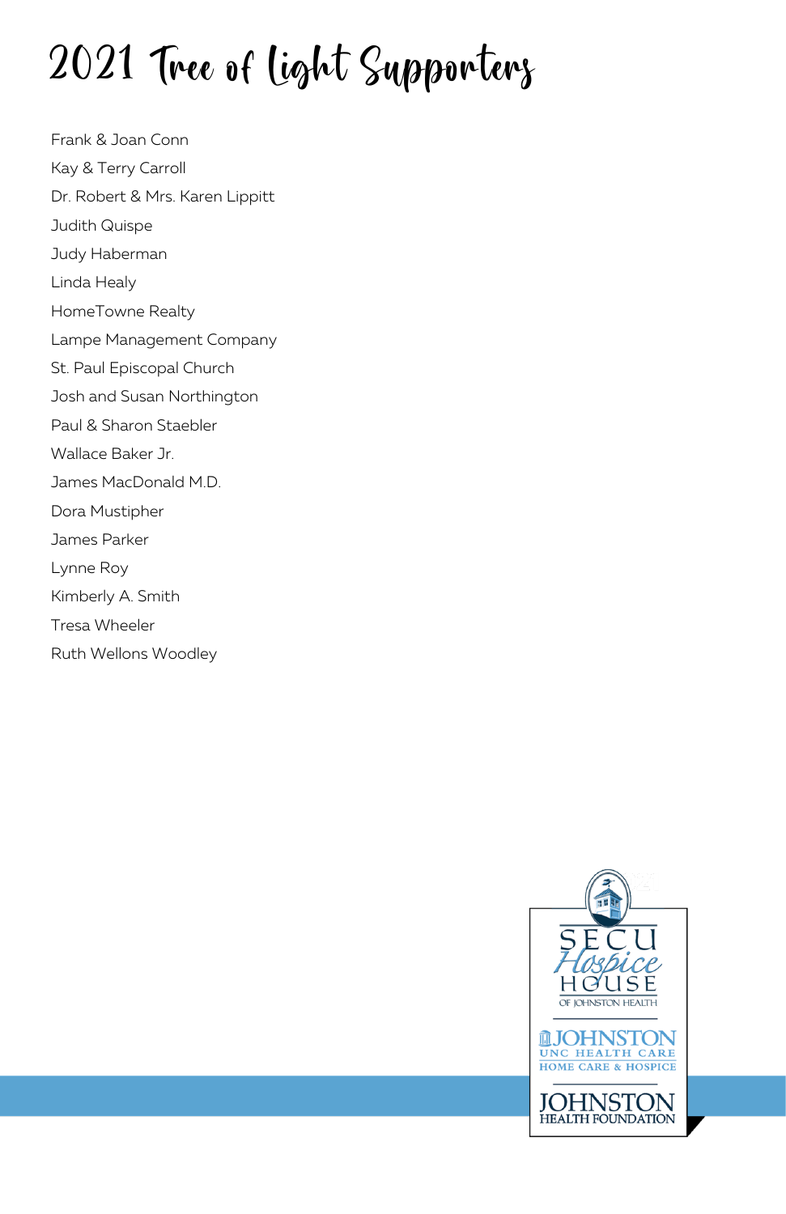# 2021 Tree of Light Supporters

Frank & Joan Conn

Kay & Terry Carroll

Dr. Robert & Mrs. Karen Lippitt

Judith Quispe

Judy Haberman

Linda Healy

HomeTowne Realty

Lampe Management Company

St. Paul Episcopal Church

Josh and Susan Northington

Paul & Sharon Staebler

Wallace Baker Jr.

James MacDonald M.D.

Dora Mustipher

James Parker

Lynne Roy

Kimberly A. Smith

Tresa Wheeler

Ruth Wellons Woodley

SECU Hospice House
OF JOHNSTON HEALTH

JOHNSTON
UNC HEALTH CARE
HOME CARE & HOSPICE

JOHNSTON
HEALTH FOUNDATION